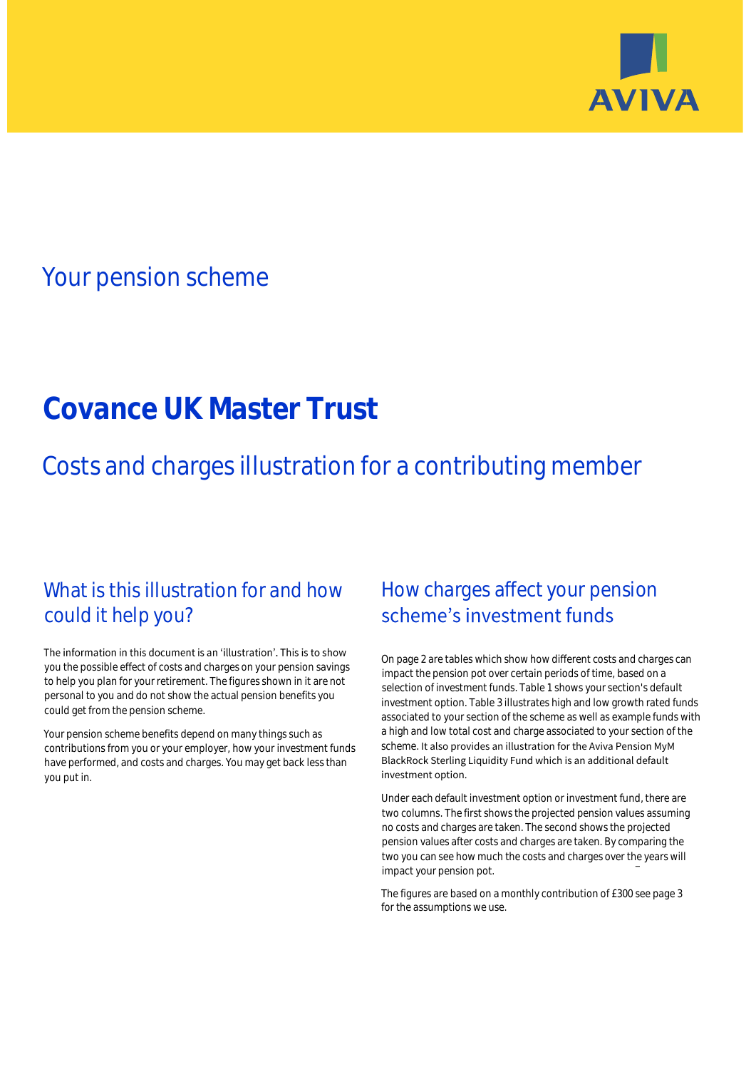AVIVA

## Your pension scheme

# Covance UK Master Trust

## Costs and charges illustration for a contributing member

### What is this illustration for and how could it help you?

The information in this document is an 'illustration'. This is to show you the possible effect of costs and charges on your pension savings to help you plan for your retirement. The figures shown in it are not personal to you and do not show the actual pension benefits you could get from the pension scheme.

Your pension scheme benefits depend on many things such as contributions from you or your employer, how your investment funds have performed, and costs and charges. You may get back less than you put in.

### How charges affect your pension scheme's investment funds

On page 2 are tables which show how different costs and charges can impact the pension pot over certain periods of time, based on a selection of investment funds. Table 1 shows your section's default investment option. Table 3 illustrates high and low growth rated funds associated to your section of the scheme as well as example funds with a high and low total cost and charge associated to your section of the scheme. It also provides an illustration for the Aviva Pension MyM BlackRock Sterling Liquidity Fund which is an additional default investment option.

Under each default investment option or investment fund, there are two columns. The first shows the projected pension values assuming no costs and charges are taken. The second shows the projected pension values after costs and charges are taken. By comparing the two you can see how much the costs and charges over the years will impact your pension pot.

The figures are based on a monthly contribution of £300 see page 3 for the assumptions we use.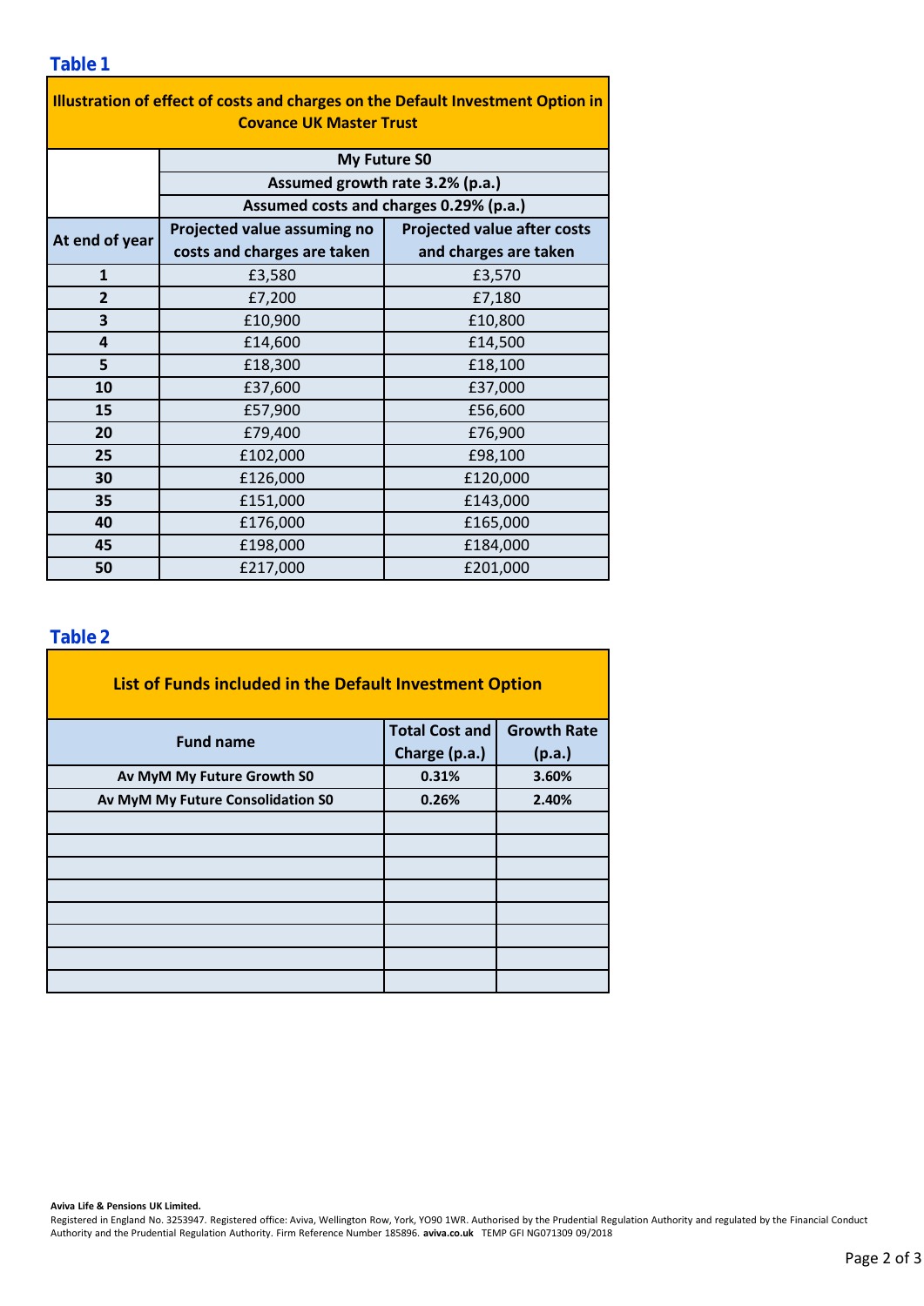## Table 1

| Illustration of effect of costs and charges on the Default Investment Option in Covance UK Master Trust | | |
|---|---|---|
| | My Future S0 | |
| | Assumed growth rate 3.2% (p.a.) | |
| | Assumed costs and charges 0.29% (p.a.) | |
| At end of year | Projected value assuming no costs and charges are taken | Projected value after costs and charges are taken |
| 1 | £3,580 | £3,570 |
| 2 | £7,200 | £7,180 |
| 3 | £10,900 | £10,800 |
| 4 | £14,600 | £14,500 |
| 5 | £18,300 | £18,100 |
| 10 | £37,600 | £37,000 |
| 15 | £57,900 | £56,600 |
| 20 | £79,400 | £76,900 |
| 25 | £102,000 | £98,100 |
| 30 | £126,000 | £120,000 |
| 35 | £151,000 | £143,000 |
| 40 | £176,000 | £165,000 |
| 45 | £198,000 | £184,000 |
| 50 | £217,000 | £201,000 |

## Table 2

| List of Funds included in the Default Investment Option | | |
|---|---|---|
| Fund name | Total Cost and Charge (p.a.) | Growth Rate (p.a.) |
| **Av MyM My Future Growth S0** | **0.31%** | **3.60%** |
| **Av MyM My Future Consolidation S0** | **0.26%** | **2.40%** |
| | | |
| | | |
| | | |
| | | |
| | | |
| | | |
| | | |
| | | |

**Aviva Life & Pensions UK Limited.**
Registered in England No. 3253947. Registered office: Aviva, Wellington Row, York, YO90 1WR. Authorised by the Prudential Regulation Authority and regulated by the Financial Conduct Authority and the Prudential Regulation Authority. Firm Reference Number 185896. **aviva.co.uk** TEMP GFI NG071309 09/2018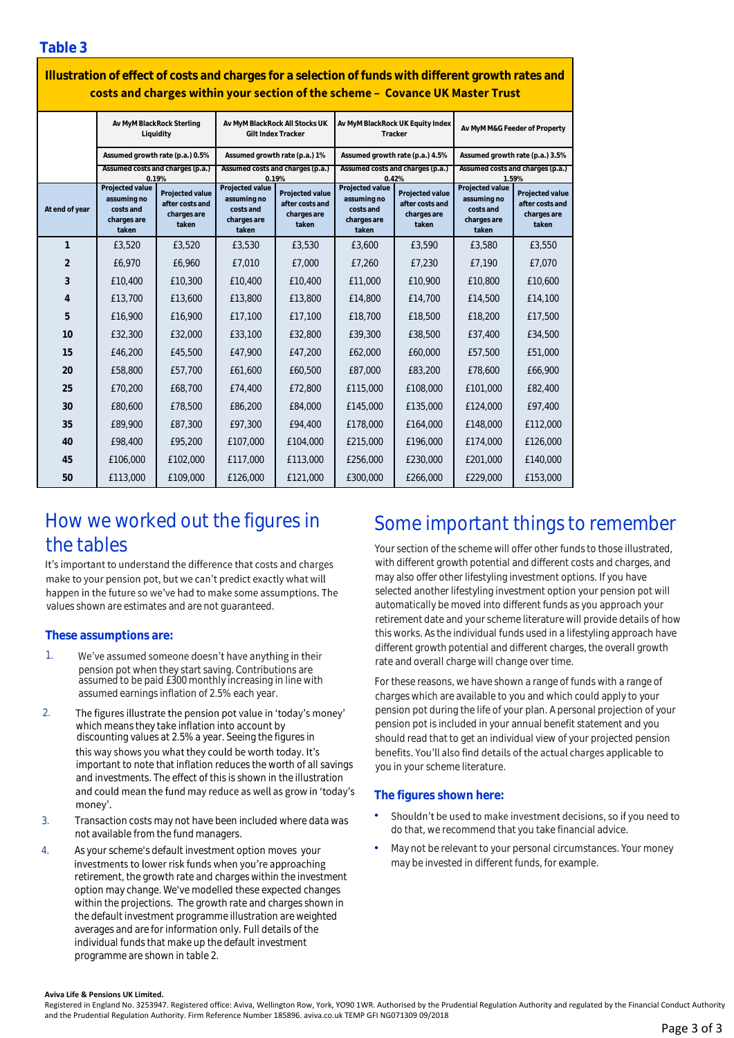## Table 3

| Illustration of effect of costs and charges for a selection of funds with different growth rates and costs and charges within your section of the scheme – Covance UK Master Trust | | | | | | | | |
|---|---|---|---|---|---|---|---|---|
| | Av MyM BlackRock Sterling Liquidity | | Av MyM BlackRock All Stocks UK Gilt Index Tracker | | Av MyM BlackRock UK Equity Index Tracker | | Av MyM M&G Feeder of Property | |
| | Assumed growth rate (p.a.) 0.5% | | Assumed growth rate (p.a.) 1% | | Assumed growth rate (p.a.) 4.5% | | Assumed growth rate (p.a.) 3.5% | |
| | Assumed costs and charges (p.a.) 0.19% | | Assumed costs and charges (p.a.) 0.19% | | Assumed costs and charges (p.a.) 0.42% | | Assumed costs and charges (p.a.) 1.59% | |
| At end of year | Projected value assuming no costs and charges are taken | Projected value after costs and charges are taken | Projected value assuming no costs and charges are taken | Projected value after costs and charges are taken | Projected value assuming no costs and charges are taken | Projected value after costs and charges are taken | Projected value assuming no costs and charges are taken | Projected value after costs and charges are taken |
| 1 | £3,520 | £3,520 | £3,530 | £3,530 | £3,600 | £3,590 | £3,580 | £3,550 |
| 2 | £6,970 | £6,960 | £7,010 | £7,000 | £7,260 | £7,230 | £7,190 | £7,070 |
| 3 | £10,400 | £10,300 | £10,400 | £10,400 | £11,000 | £10,900 | £10,800 | £10,600 |
| 4 | £13,700 | £13,600 | £13,800 | £13,800 | £14,800 | £14,700 | £14,500 | £14,100 |
| 5 | £16,900 | £16,900 | £17,100 | £17,100 | £18,700 | £18,500 | £18,200 | £17,500 |
| 10 | £32,300 | £32,000 | £33,100 | £32,800 | £39,300 | £38,500 | £37,400 | £34,500 |
| 15 | £46,200 | £45,500 | £47,900 | £47,200 | £62,000 | £60,000 | £57,500 | £51,000 |
| 20 | £58,800 | £57,700 | £61,600 | £60,500 | £87,000 | £83,200 | £78,600 | £66,900 |
| 25 | £70,200 | £68,700 | £74,400 | £72,800 | £115,000 | £108,000 | £101,000 | £82,400 |
| 30 | £80,600 | £78,500 | £86,200 | £84,000 | £145,000 | £135,000 | £124,000 | £97,400 |
| 35 | £89,900 | £87,300 | £97,300 | £94,400 | £178,000 | £164,000 | £148,000 | £112,000 |
| 40 | £98,400 | £95,200 | £107,000 | £104,000 | £215,000 | £196,000 | £174,000 | £126,000 |
| 45 | £106,000 | £102,000 | £117,000 | £113,000 | £256,000 | £230,000 | £201,000 | £140,000 |
| 50 | £113,000 | £109,000 | £126,000 | £121,000 | £300,000 | £266,000 | £229,000 | £153,000 |

# How we worked out the figures in the tables

It's important to understand the difference that costs and charges make to your pension pot, but we can't predict exactly what will happen in the future so we've had to make some assumptions. The values shown are estimates and are not guaranteed.

### These assumptions are:

1. We've assumed someone doesn't have anything in their pension pot when they start saving. Contributions are assumed to be paid £300 monthly increasing in line with assumed earnings inflation of 2.5% each year.
2. The figures illustrate the pension pot value in 'today's money' which means they take inflation into account by discounting values at 2.5% a year. Seeing the figures in this way shows you what they could be worth today. It's important to note that inflation reduces the worth of all savings and investments. The effect of this is shown in the illustration and could mean the fund may reduce as well as grow in 'today's money'.
3. Transaction costs may not have been included where data was not available from the fund managers.
4. As your scheme's default investment option moves your investments to lower risk funds when you're approaching retirement, the growth rate and charges within the investment option may change. We've modelled these expected changes within the projections. The growth rate and charges shown in the default investment programme illustration are weighted averages and are for information only. Full details of the individual funds that make up the default investment programme are shown in table 2.

# Some important things to remember

Your section of the scheme will offer other funds to those illustrated, with different growth potential and different costs and charges, and may also offer other lifestyling investment options. If you have selected another lifestyling investment option your pension pot will automatically be moved into different funds as you approach your retirement date and your scheme literature will provide details of how this works. As the individual funds used in a lifestyling approach have different growth potential and different charges, the overall growth rate and overall charge will change over time.

For these reasons, we have shown a range of funds with a range of charges which are available to you and which could apply to your pension pot during the life of your plan. A personal projection of your pension pot is included in your annual benefit statement and you should read that to get an individual view of your projected pension benefits. You'll also find details of the actual charges applicable to you in your scheme literature.

### The figures shown here:

- Shouldn't be used to make investment decisions, so if you need to do that, we recommend that you take financial advice.
- May not be relevant to your personal circumstances. Your money may be invested in different funds, for example.

**Aviva Life & Pensions UK Limited.**
Registered in England No. 3253947. Registered office: Aviva, Wellington Row, York, YO90 1WR. Authorised by the Prudential Regulation Authority and regulated by the Financial Conduct Authority and the Prudential Regulation Authority. Firm Reference Number 185896. aviva.co.uk TEMP GFI NG071309 09/2018